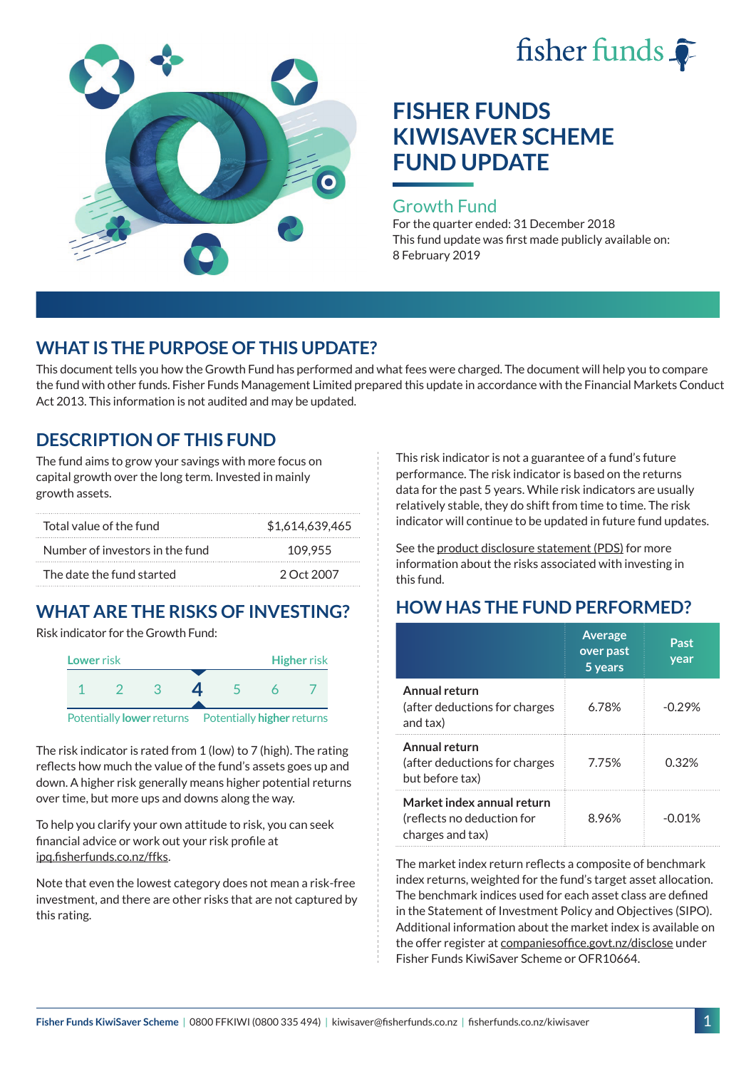fisher funds

# FISHER FUNDS KIWISAVER SCHEME FUND UPDATE

## Growth Fund

For the quarter ended: 31 December 2018
This fund update was first made publicly available on: 8 February 2019

## WHAT IS THE PURPOSE OF THIS UPDATE?

This document tells you how the Growth Fund has performed and what fees were charged. The document will help you to compare the fund with other funds. Fisher Funds Management Limited prepared this update in accordance with the Financial Markets Conduct Act 2013. This information is not audited and may be updated.

## DESCRIPTION OF THIS FUND

The fund aims to grow your savings with more focus on capital growth over the long term. Invested in mainly growth assets.

| | |
|---|---|
| Total value of the fund | $1,614,639,465 |
| Number of investors in the fund | 109,955 |
| The date the fund started | 2 Oct 2007 |

## WHAT ARE THE RISKS OF INVESTING?

Risk indicator for the Growth Fund:

Lower risk — Higher risk

1 2 3 **4** 5 6 7

Potentially **lower** returns — Potentially **higher** returns

The risk indicator is rated from 1 (low) to 7 (high). The rating reflects how much the value of the fund's assets goes up and down. A higher risk generally means higher potential returns over time, but more ups and downs along the way.

To help you clarify your own attitude to risk, you can seek financial advice or work out your risk profile at ipq.fisherfunds.co.nz/ffks.

Note that even the lowest category does not mean a risk-free investment, and there are other risks that are not captured by this rating.

This risk indicator is not a guarantee of a fund's future performance. The risk indicator is based on the returns data for the past 5 years. While risk indicators are usually relatively stable, they do shift from time to time. The risk indicator will continue to be updated in future fund updates.

See the product disclosure statement (PDS) for more information about the risks associated with investing in this fund.

## HOW HAS THE FUND PERFORMED?

| | Average over past 5 years | Past year |
|---|---|---|
| **Annual return** (after deductions for charges and tax) | 6.78% | -0.29% |
| **Annual return** (after deductions for charges but before tax) | 7.75% | 0.32% |
| **Market index annual return** (reflects no deduction for charges and tax) | 8.96% | -0.01% |

The market index return reflects a composite of benchmark index returns, weighted for the fund's target asset allocation. The benchmark indices used for each asset class are defined in the Statement of Investment Policy and Objectives (SIPO). Additional information about the market index is available on the offer register at companiesoffice.govt.nz/disclose under Fisher Funds KiwiSaver Scheme or OFR10664.

Fisher Funds KiwiSaver Scheme | 0800 FFKIWI (0800 335 494) | kiwisaver@fisherfunds.co.nz | fisherfunds.co.nz/kiwisaver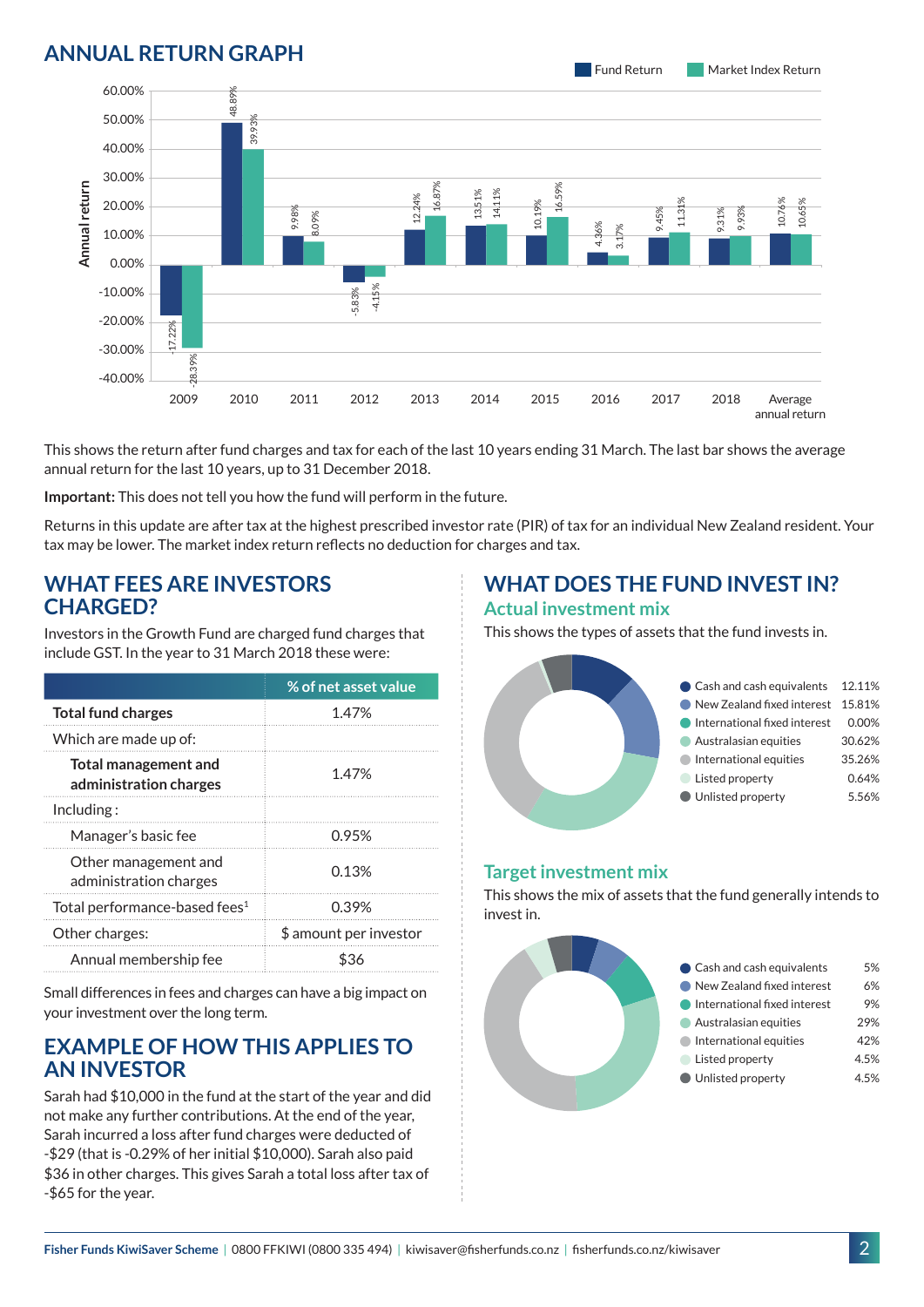## ANNUAL RETURN GRAPH

| Year | Fund Return | Market Index Return |
|---|---|---|
| 2009 | -17.22% | -28.39% |
| 2010 | 48.89% | 39.93% |
| 2011 | 9.98% | 8.09% |
| 2012 | -5.83% | -4.15% |
| 2013 | 12.24% | 16.87% |
| 2014 | 13.51% | 14.11% |
| 2015 | 10.19% | 16.59% |
| 2016 | 4.36% | 3.17% |
| 2017 | 9.45% | 11.31% |
| 2018 | 9.31% | 9.93% |
| Average annual return | 10.76% | 10.65% |

This shows the return after fund charges and tax for each of the last 10 years ending 31 March. The last bar shows the average annual return for the last 10 years, up to 31 December 2018.

**Important:** This does not tell you how the fund will perform in the future.

Returns in this update are after tax at the highest prescribed investor rate (PIR) of tax for an individual New Zealand resident. Your tax may be lower. The market index return reflects no deduction for charges and tax.

## WHAT FEES ARE INVESTORS CHARGED?

Investors in the Growth Fund are charged fund charges that include GST. In the year to 31 March 2018 these were:

| | % of net asset value |
|---|---|
| **Total fund charges** | 1.47% |
| Which are made up of: | |
| **Total management and administration charges** | 1.47% |
| Including : | |
| Manager's basic fee | 0.95% |
| Other management and administration charges | 0.13% |
| Total performance-based fees[1] | 0.39% |
| Other charges: | $ amount per investor |
| Annual membership fee | $36 |

Small differences in fees and charges can have a big impact on your investment over the long term.

## EXAMPLE OF HOW THIS APPLIES TO AN INVESTOR

Sarah had $10,000 in the fund at the start of the year and did not make any further contributions. At the end of the year, Sarah incurred a loss after fund charges were deducted of -$29 (that is -0.29% of her initial $10,000). Sarah also paid $36 in other charges. This gives Sarah a total loss after tax of -$65 for the year.

## WHAT DOES THE FUND INVEST IN?

### Actual investment mix

This shows the types of assets that the fund invests in.

| Asset | % |
|---|---|
| Cash and cash equivalents | 12.11% |
| New Zealand fixed interest | 15.81% |
| International fixed interest | 0.00% |
| Australasian equities | 30.62% |
| International equities | 35.26% |
| Listed property | 0.64% |
| Unlisted property | 5.56% |

### Target investment mix

This shows the mix of assets that the fund generally intends to invest in.

| Asset | % |
|---|---|
| Cash and cash equivalents | 5% |
| New Zealand fixed interest | 6% |
| International fixed interest | 9% |
| Australasian equities | 29% |
| International equities | 42% |
| Listed property | 4.5% |
| Unlisted property | 4.5% |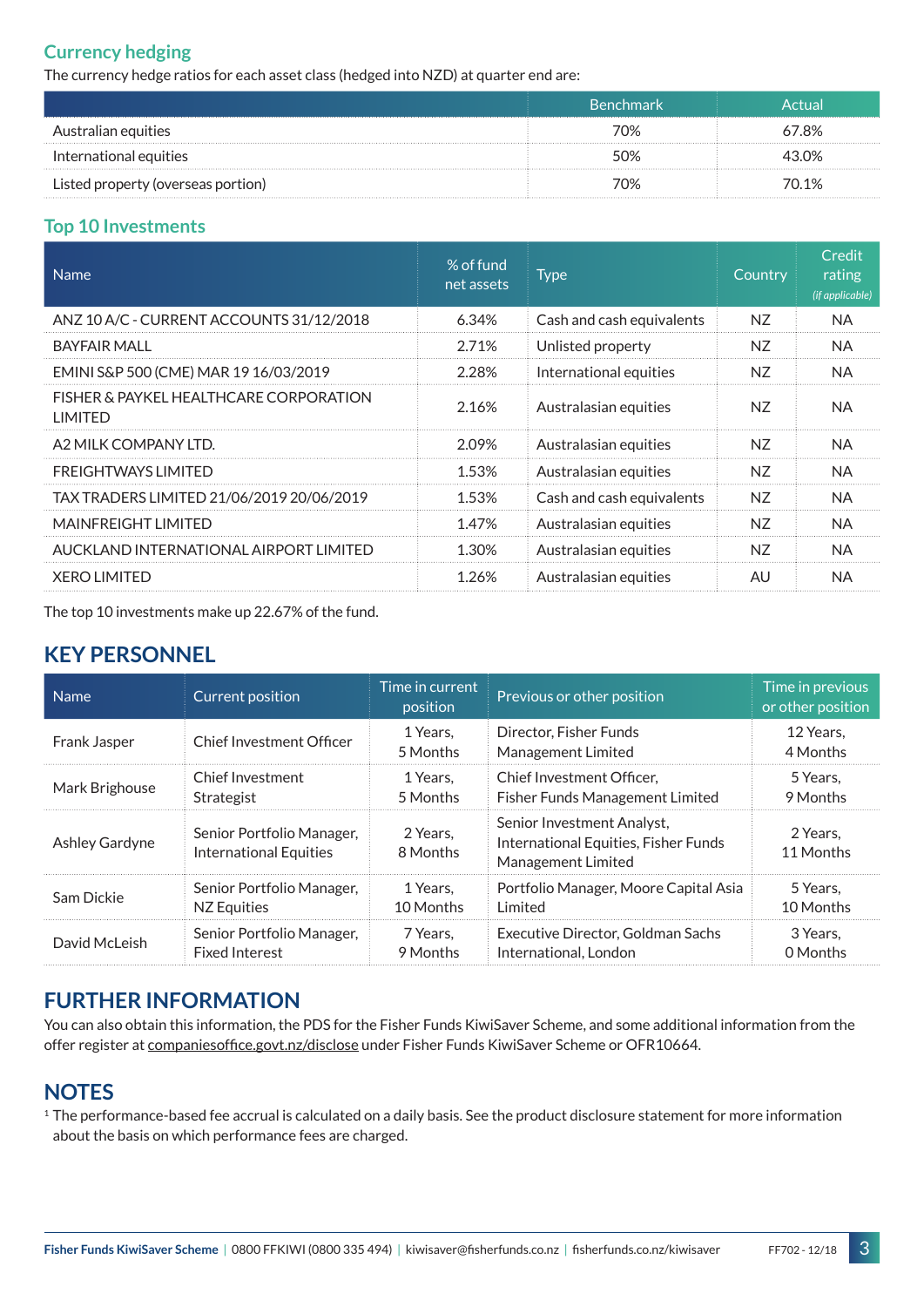## Currency hedging

The currency hedge ratios for each asset class (hedged into NZD) at quarter end are:

| | Benchmark | Actual |
|---|---|---|
| Australian equities | 70% | 67.8% |
| International equities | 50% | 43.0% |
| Listed property (overseas portion) | 70% | 70.1% |

## Top 10 Investments

| Name | % of fund net assets | Type | Country | Credit rating *(if applicable)* |
|---|---|---|---|---|
| ANZ 10 A/C - CURRENT ACCOUNTS 31/12/2018 | 6.34% | Cash and cash equivalents | NZ | NA |
| BAYFAIR MALL | 2.71% | Unlisted property | NZ | NA |
| EMINI S&P 500 (CME) MAR 19 16/03/2019 | 2.28% | International equities | NZ | NA |
| FISHER & PAYKEL HEALTHCARE CORPORATION LIMITED | 2.16% | Australasian equities | NZ | NA |
| A2 MILK COMPANY LTD. | 2.09% | Australasian equities | NZ | NA |
| FREIGHTWAYS LIMITED | 1.53% | Australasian equities | NZ | NA |
| TAX TRADERS LIMITED 21/06/2019 20/06/2019 | 1.53% | Cash and cash equivalents | NZ | NA |
| MAINFREIGHT LIMITED | 1.47% | Australasian equities | NZ | NA |
| AUCKLAND INTERNATIONAL AIRPORT LIMITED | 1.30% | Australasian equities | NZ | NA |
| XERO LIMITED | 1.26% | Australasian equities | AU | NA |

The top 10 investments make up 22.67% of the fund.

# KEY PERSONNEL

| Name | Current position | Time in current position | Previous or other position | Time in previous or other position |
|---|---|---|---|---|
| Frank Jasper | Chief Investment Officer | 1 Years, 5 Months | Director, Fisher Funds Management Limited | 12 Years, 4 Months |
| Mark Brighouse | Chief Investment Strategist | 1 Years, 5 Months | Chief Investment Officer, Fisher Funds Management Limited | 5 Years, 9 Months |
| Ashley Gardyne | Senior Portfolio Manager, International Equities | 2 Years, 8 Months | Senior Investment Analyst, International Equities, Fisher Funds Management Limited | 2 Years, 11 Months |
| Sam Dickie | Senior Portfolio Manager, NZ Equities | 1 Years, 10 Months | Portfolio Manager, Moore Capital Asia Limited | 5 Years, 10 Months |
| David McLeish | Senior Portfolio Manager, Fixed Interest | 7 Years, 9 Months | Executive Director, Goldman Sachs International, London | 3 Years, 0 Months |

# FURTHER INFORMATION

You can also obtain this information, the PDS for the Fisher Funds KiwiSaver Scheme, and some additional information from the offer register at companiesoffice.govt.nz/disclose under Fisher Funds KiwiSaver Scheme or OFR10664.

# NOTES

[1] The performance-based fee accrual is calculated on a daily basis. See the product disclosure statement for more information about the basis on which performance fees are charged.

**Fisher Funds KiwiSaver Scheme** | 0800 FFKIWI (0800 335 494) | kiwisaver@fisherfunds.co.nz | fisherfunds.co.nz/kiwisaver FF702 - 12/18